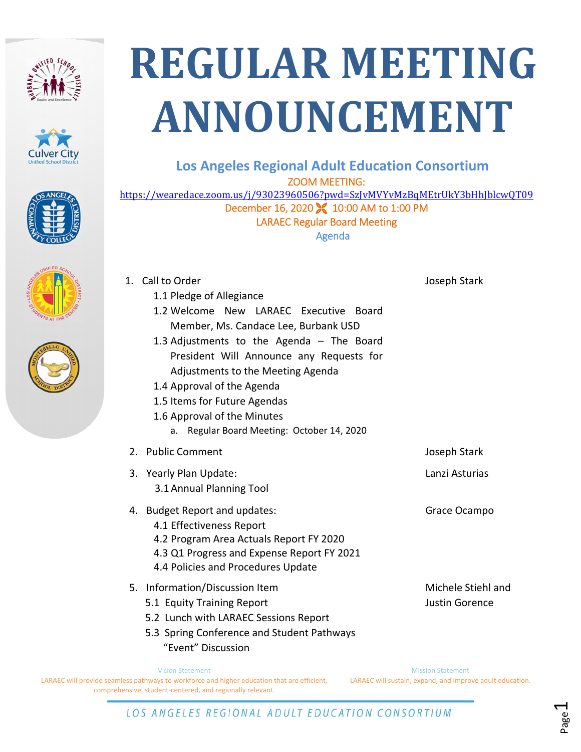# REGULAR MEETING ANNOUNCEMENT

## Los Angeles Regional Adult Education Consortium

ZOOM MEETING:

https://wearedace.zoom.us/j/93023960506?pwd=SzJvMVYvMzBqMEtrUkY3bHhJblcwQT09

December 16, 2020 10:00 AM to 1:00 PM

LARAEC Regular Board Meeting

Agenda

1. Call to Order — Joseph Stark
   - 1.1 Pledge of Allegiance
   - 1.2 Welcome New LARAEC Executive Board Member, Ms. Candace Lee, Burbank USD
   - 1.3 Adjustments to the Agenda – The Board President Will Announce any Requests for Adjustments to the Meeting Agenda
   - 1.4 Approval of the Agenda
   - 1.5 Items for Future Agendas
   - 1.6 Approval of the Minutes
     - a. Regular Board Meeting: October 14, 2020
2. Public Comment — Joseph Stark
3. Yearly Plan Update: — Lanzi Asturias
   - 3.1 Annual Planning Tool
4. Budget Report and updates: — Grace Ocampo
   - 4.1 Effectiveness Report
   - 4.2 Program Area Actuals Report FY 2020
   - 4.3 Q1 Progress and Expense Report FY 2021
   - 4.4 Policies and Procedures Update
5. Information/Discussion Item — Michele Stiehl and Justin Gorence
   - 5.1 Equity Training Report
   - 5.2 Lunch with LARAEC Sessions Report
   - 5.3 Spring Conference and Student Pathways "Event" Discussion

Vision Statement

LARAEC will provide seamless pathways to workforce and higher education that are efficient, comprehensive, student-centered, and regionally relevant.

Mission Statement

LARAEC will sustain, expand, and improve adult education.

LOS ANGELES REGIONAL ADULT EDUCATION CONSORTIUM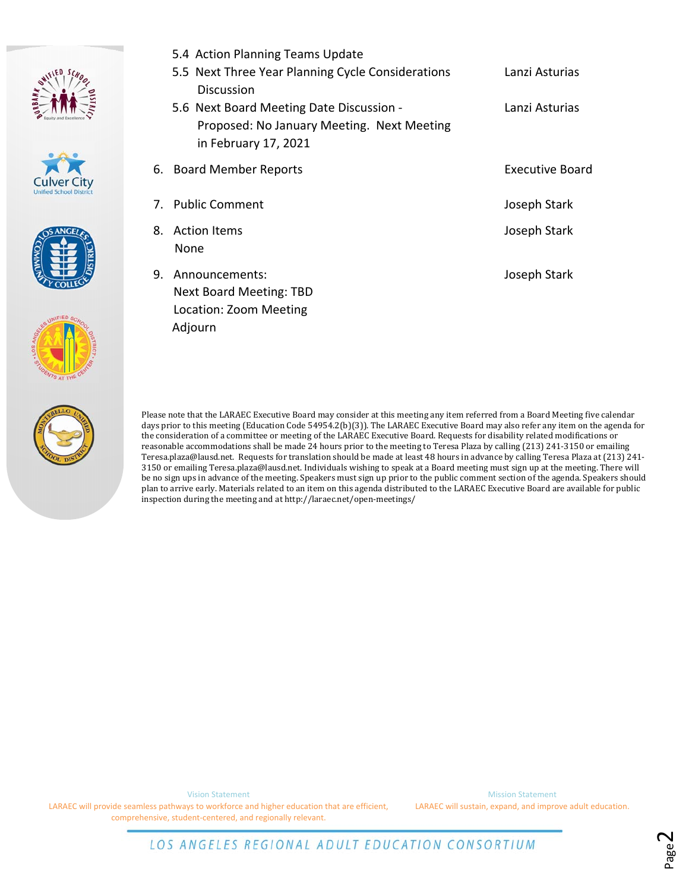5.4 Action Planning Teams Update

5.5 Next Three Year Planning Cycle Considerations Discussion — Lanzi Asturias

5.6 Next Board Meeting Date Discussion - Proposed: No January Meeting. Next Meeting in February 17, 2021 — Lanzi Asturias

6. Board Member Reports — Executive Board

7. Public Comment — Joseph Stark

8. Action Items — Joseph Stark
   None

9. Announcements: — Joseph Stark
   Next Board Meeting: TBD
   Location: Zoom Meeting
   Adjourn

Please note that the LARAEC Executive Board may consider at this meeting any item referred from a Board Meeting five calendar days prior to this meeting (Education Code 54954.2(b)(3)). The LARAEC Executive Board may also refer any item on the agenda for the consideration of a committee or meeting of the LARAEC Executive Board. Requests for disability related modifications or reasonable accommodations shall be made 24 hours prior to the meeting to Teresa Plaza by calling (213) 241-3150 or emailing Teresa.plaza@lausd.net. Requests for translation should be made at least 48 hours in advance by calling Teresa Plaza at (213) 241-3150 or emailing Teresa.plaza@lausd.net. Individuals wishing to speak at a Board meeting must sign up at the meeting. There will be no sign ups in advance of the meeting. Speakers must sign up prior to the public comment section of the agenda. Speakers should plan to arrive early. Materials related to an item on this agenda distributed to the LARAEC Executive Board are available for public inspection during the meeting and at http://laraec.net/open-meetings/

Vision Statement

LARAEC will provide seamless pathways to workforce and higher education that are efficient, comprehensive, student-centered, and regionally relevant.

Mission Statement

LARAEC will sustain, expand, and improve adult education.

LOS ANGELES REGIONAL ADULT EDUCATION CONSORTIUM